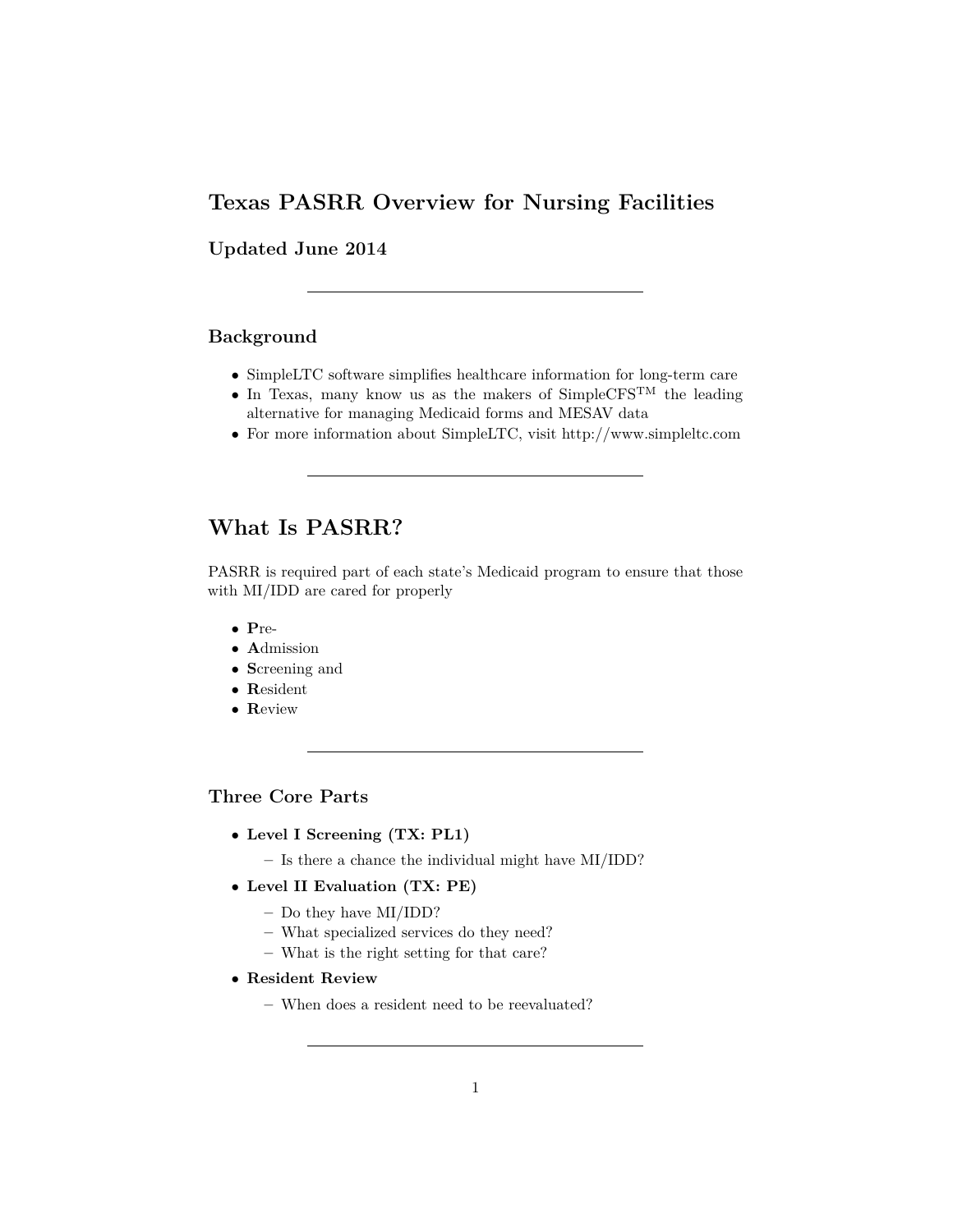## Texas PASRR Overview for Nursing Facilities

### Updated June 2014

---

### Background

- SimpleLTC software simplifies healthcare information for long-term care
- In Texas, many know us as the makers of SimpleCFS™ the leading alternative for managing Medicaid forms and MESAV data
- For more information about SimpleLTC, visit http://www.simpleltc.com

---

# What Is PASRR?

PASRR is required part of each state's Medicaid program to ensure that those with MI/IDD are cared for properly

- **P**re-
- **A**dmission
- **S**creening and
- **R**esident
- **R**eview

---

### Three Core Parts

- **Level I Screening (TX: PL1)**
  - Is there a chance the individual might have MI/IDD?
- **Level II Evaluation (TX: PE)**
  - Do they have MI/IDD?
  - What specialized services do they need?
  - What is the right setting for that care?
- **Resident Review**
  - When does a resident need to be reevaluated?

---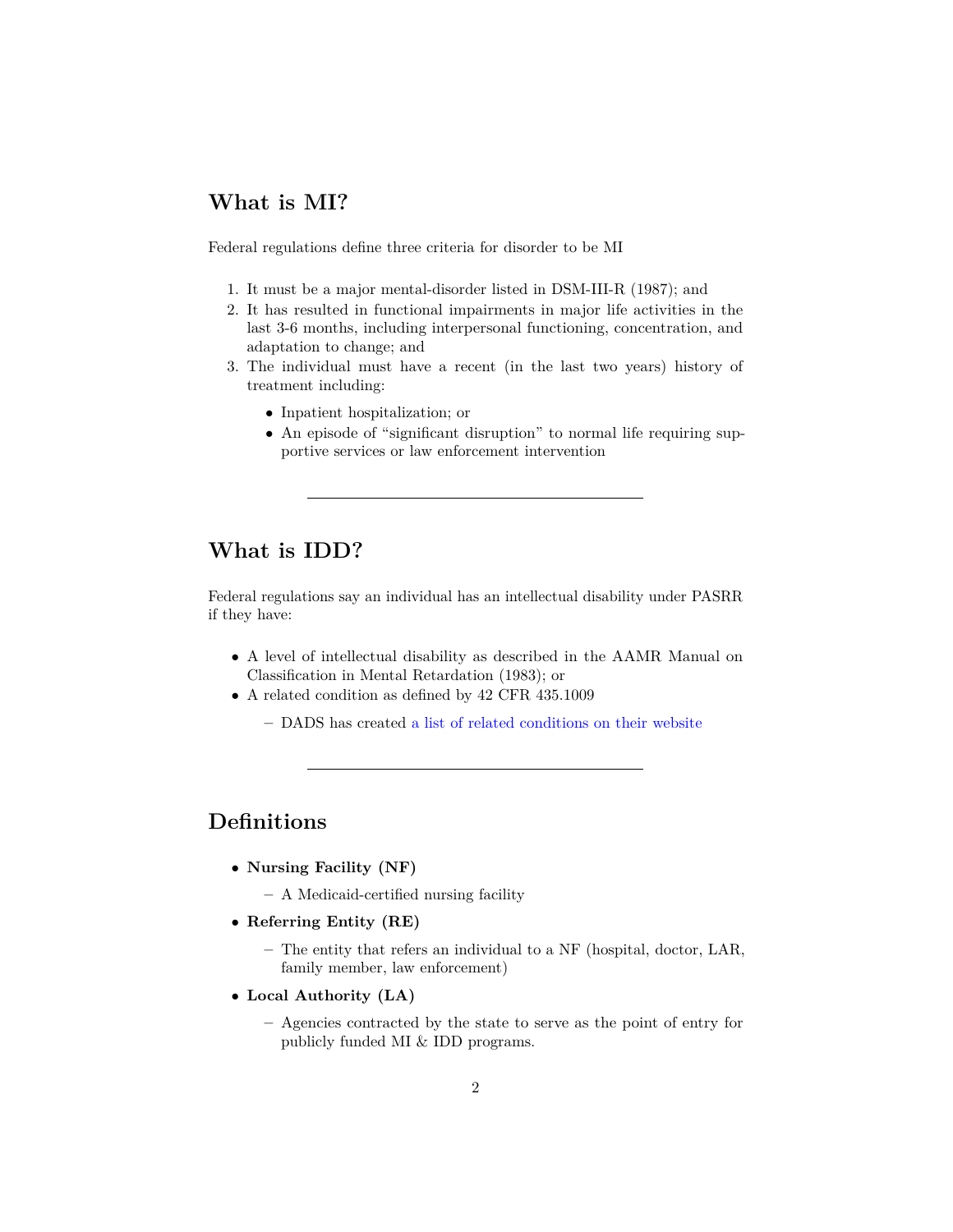## What is MI?

Federal regulations define three criteria for disorder to be MI

1. It must be a major mental-disorder listed in DSM-III-R (1987); and
2. It has resulted in functional impairments in major life activities in the last 3-6 months, including interpersonal functioning, concentration, and adaptation to change; and
3. The individual must have a recent (in the last two years) history of treatment including:
   - Inpatient hospitalization; or
   - An episode of "significant disruption" to normal life requiring supportive services or law enforcement intervention

---

## What is IDD?

Federal regulations say an individual has an intellectual disability under PASRR if they have:

- A level of intellectual disability as described in the AAMR Manual on Classification in Mental Retardation (1983); or
- A related condition as defined by 42 CFR 435.1009
  - DADS has created a list of related conditions on their website

---

## Definitions

- **Nursing Facility (NF)**
  - A Medicaid-certified nursing facility
- **Referring Entity (RE)**
  - The entity that refers an individual to a NF (hospital, doctor, LAR, family member, law enforcement)
- **Local Authority (LA)**
  - Agencies contracted by the state to serve as the point of entry for publicly funded MI & IDD programs.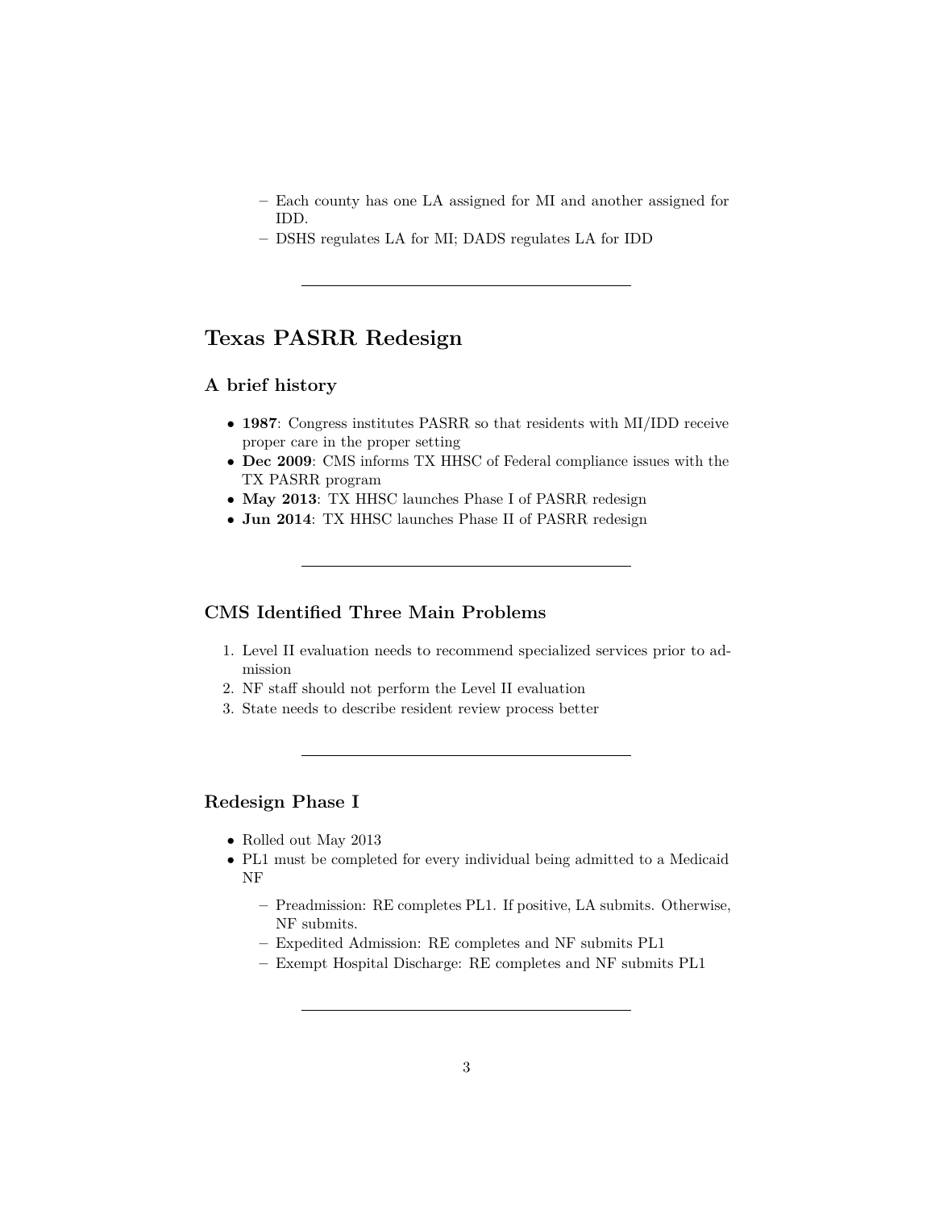- Each county has one LA assigned for MI and another assigned for IDD.
  - DSHS regulates LA for MI; DADS regulates LA for IDD

---

## Texas PASRR Redesign

### A brief history

- **1987**: Congress institutes PASRR so that residents with MI/IDD receive proper care in the proper setting
- **Dec 2009**: CMS informs TX HHSC of Federal compliance issues with the TX PASRR program
- **May 2013**: TX HHSC launches Phase I of PASRR redesign
- **Jun 2014**: TX HHSC launches Phase II of PASRR redesign

---

### CMS Identified Three Main Problems

1. Level II evaluation needs to recommend specialized services prior to admission
2. NF staff should not perform the Level II evaluation
3. State needs to describe resident review process better

---

### Redesign Phase I

- Rolled out May 2013
- PL1 must be completed for every individual being admitted to a Medicaid NF
  - Preadmission: RE completes PL1. If positive, LA submits. Otherwise, NF submits.
  - Expedited Admission: RE completes and NF submits PL1
  - Exempt Hospital Discharge: RE completes and NF submits PL1

---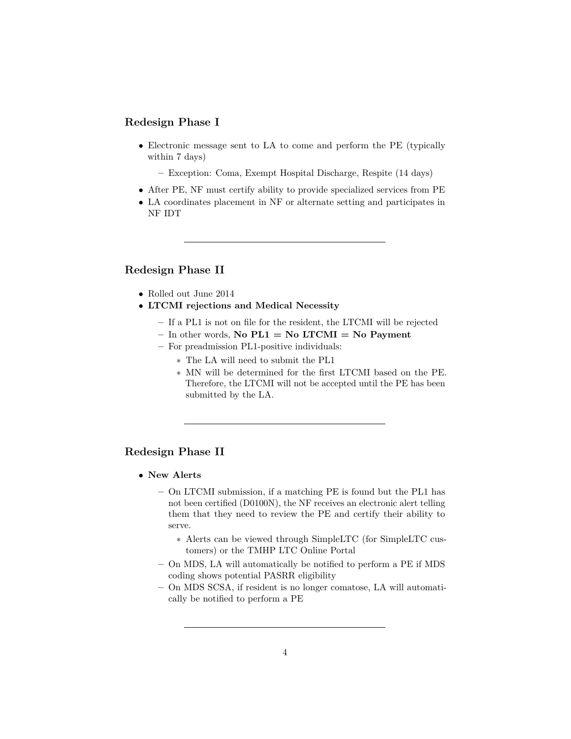## Redesign Phase I

- Electronic message sent to LA to come and perform the PE (typically within 7 days)
  - Exception: Coma, Exempt Hospital Discharge, Respite (14 days)
- After PE, NF must certify ability to provide specialized services from PE
- LA coordinates placement in NF or alternate setting and participates in NF IDT

---

## Redesign Phase II

- Rolled out June 2014
- **LTCMI rejections and Medical Necessity**
  - If a PL1 is not on file for the resident, the LTCMI will be rejected
  - In other words, **No PL1 = No LTCMI = No Payment**
  - For preadmission PL1-positive individuals:
    - The LA will need to submit the PL1
    - MN will be determined for the first LTCMI based on the PE. Therefore, the LTCMI will not be accepted until the PE has been submitted by the LA.

---

## Redesign Phase II

- **New Alerts**
  - On LTCMI submission, if a matching PE is found but the PL1 has not been certified (D0100N), the NF receives an electronic alert telling them that they need to review the PE and certify their ability to serve.
    - Alerts can be viewed through SimpleLTC (for SimpleLTC customers) or the TMHP LTC Online Portal
  - On MDS, LA will automatically be notified to perform a PE if MDS coding shows potential PASRR eligibility
  - On MDS SCSA, if resident is no longer comatose, LA will automatically be notified to perform a PE

---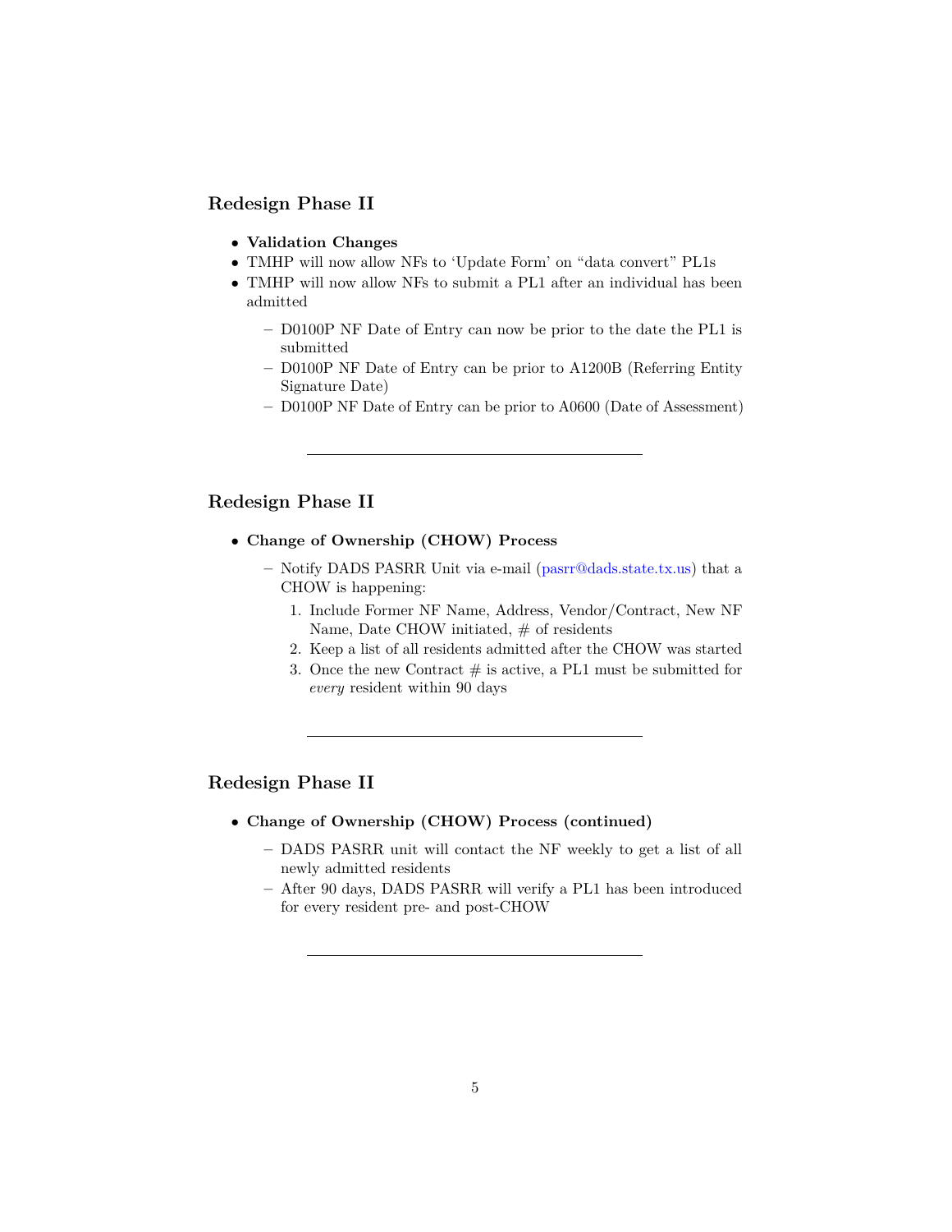## Redesign Phase II

- **Validation Changes**
- TMHP will now allow NFs to 'Update Form' on "data convert" PL1s
- TMHP will now allow NFs to submit a PL1 after an individual has been admitted
  - D0100P NF Date of Entry can now be prior to the date the PL1 is submitted
  - D0100P NF Date of Entry can be prior to A1200B (Referring Entity Signature Date)
  - D0100P NF Date of Entry can be prior to A0600 (Date of Assessment)

---

## Redesign Phase II

- **Change of Ownership (CHOW) Process**
  - Notify DADS PASRR Unit via e-mail (pasrr@dads.state.tx.us) that a CHOW is happening:
    1. Include Former NF Name, Address, Vendor/Contract, New NF Name, Date CHOW initiated, # of residents
    2. Keep a list of all residents admitted after the CHOW was started
    3. Once the new Contract # is active, a PL1 must be submitted for *every* resident within 90 days

---

## Redesign Phase II

- **Change of Ownership (CHOW) Process (continued)**
  - DADS PASRR unit will contact the NF weekly to get a list of all newly admitted residents
  - After 90 days, DADS PASRR will verify a PL1 has been introduced for every resident pre- and post-CHOW

---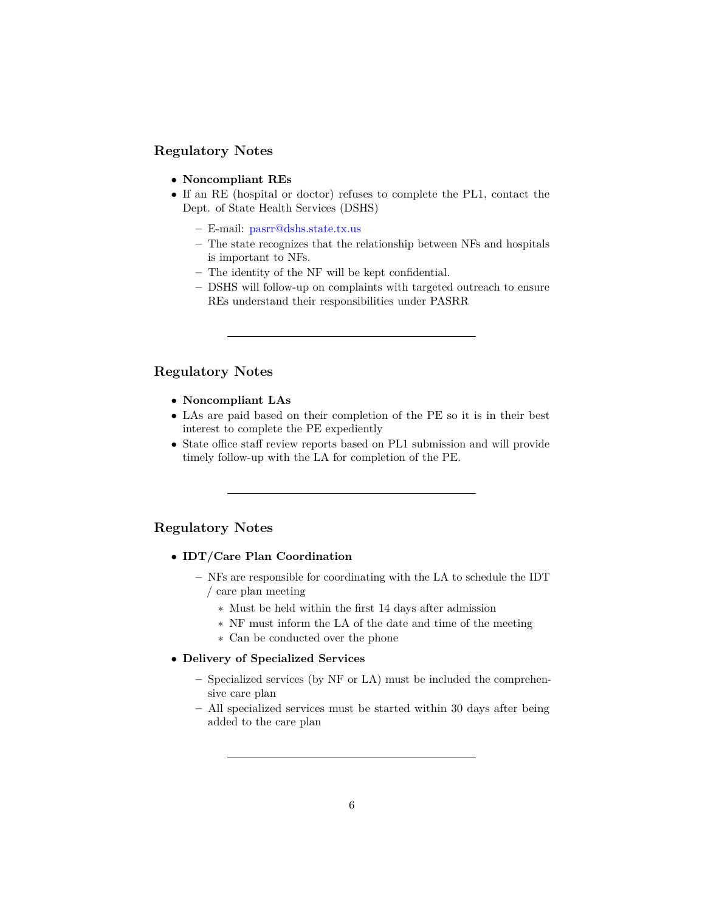## Regulatory Notes

- **Noncompliant REs**
- If an RE (hospital or doctor) refuses to complete the PL1, contact the Dept. of State Health Services (DSHS)
  - E-mail: pasrr@dshs.state.tx.us
  - The state recognizes that the relationship between NFs and hospitals is important to NFs.
  - The identity of the NF will be kept confidential.
  - DSHS will follow-up on complaints with targeted outreach to ensure REs understand their responsibilities under PASRR

---

## Regulatory Notes

- **Noncompliant LAs**
- LAs are paid based on their completion of the PE so it is in their best interest to complete the PE expediently
- State office staff review reports based on PL1 submission and will provide timely follow-up with the LA for completion of the PE.

---

## Regulatory Notes

- **IDT/Care Plan Coordination**
  - NFs are responsible for coordinating with the LA to schedule the IDT / care plan meeting
    - Must be held within the first 14 days after admission
    - NF must inform the LA of the date and time of the meeting
    - Can be conducted over the phone
- **Delivery of Specialized Services**
  - Specialized services (by NF or LA) must be included the comprehensive care plan
  - All specialized services must be started within 30 days after being added to the care plan

---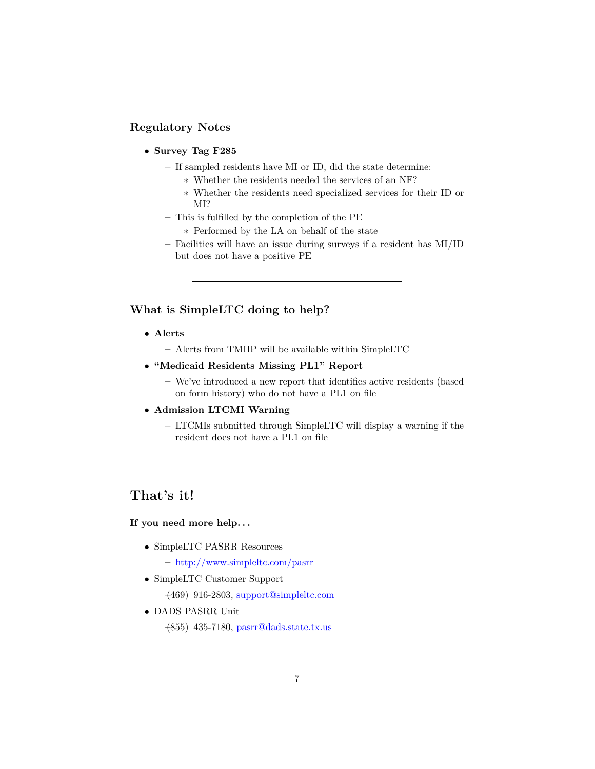### Regulatory Notes

- **Survey Tag F285**
  - If sampled residents have MI or ID, did the state determine:
    - Whether the residents needed the services of an NF?
    - Whether the residents need specialized services for their ID or MI?
  - This is fulfilled by the completion of the PE
    - Performed by the LA on behalf of the state
  - Facilities will have an issue during surveys if a resident has MI/ID but does not have a positive PE

---

### What is SimpleLTC doing to help?

- **Alerts**
  - Alerts from TMHP will be available within SimpleLTC
- **"Medicaid Residents Missing PL1" Report**
  - We've introduced a new report that identifies active residents (based on form history) who do not have a PL1 on file
- **Admission LTCMI Warning**
  - LTCMIs submitted through SimpleLTC will display a warning if the resident does not have a PL1 on file

---

## That's it!

**If you need more help. . .**

- SimpleLTC PASRR Resources
  - http://www.simpleltc.com/pasrr
- SimpleLTC Customer Support

  (469) 916-2803, support@simpleltc.com
- DADS PASRR Unit

  (855) 435-7180, pasrr@dads.state.tx.us

---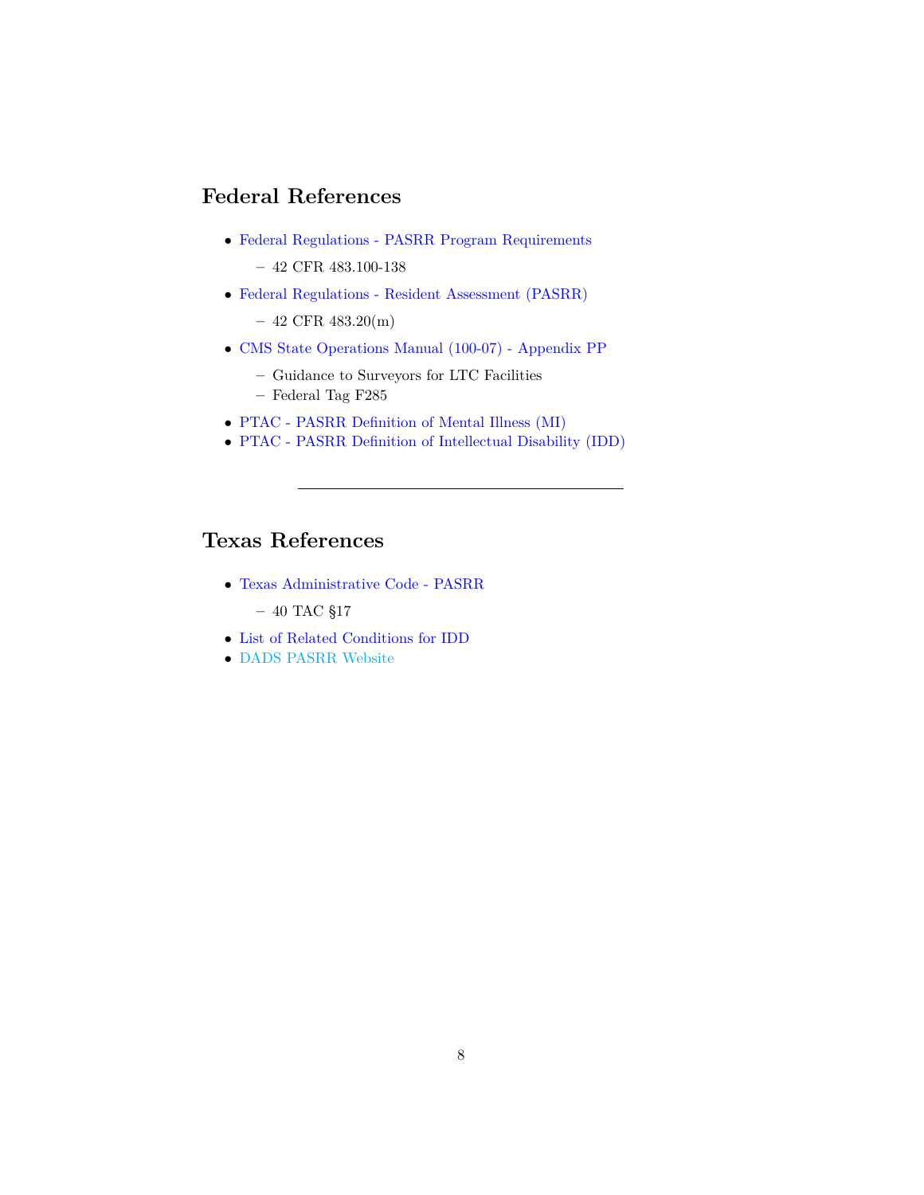## Federal References

- Federal Regulations - PASRR Program Requirements
  - 42 CFR 483.100-138
- Federal Regulations - Resident Assessment (PASRR)
  - 42 CFR 483.20(m)
- CMS State Operations Manual (100-07) - Appendix PP
  - Guidance to Surveyors for LTC Facilities
  - Federal Tag F285
- PTAC - PASRR Definition of Mental Illness (MI)
- PTAC - PASRR Definition of Intellectual Disability (IDD)

---

## Texas References

- Texas Administrative Code - PASRR
  - 40 TAC §17
- List of Related Conditions for IDD
- DADS PASRR Website